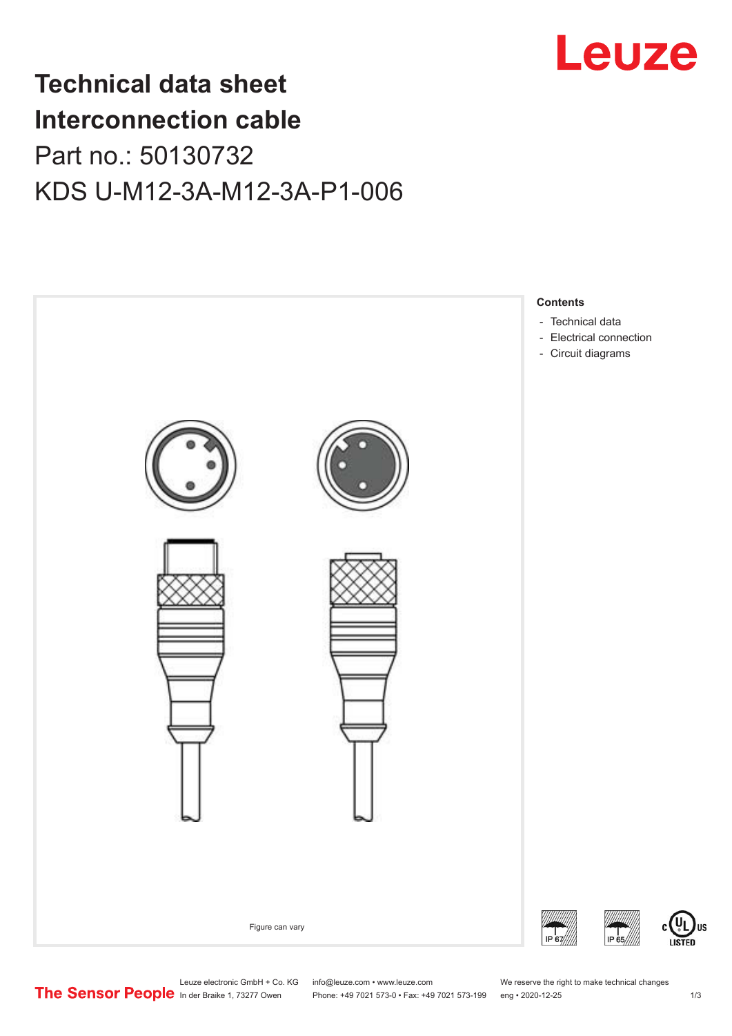# Technical data sheet
# Interconnection cable

Part no.: 50130732

KDS U-M12-3A-M12-3A-P1-006

Figure can vary

**Contents**

- Technical data
- Electrical connection
- Circuit diagrams

IP 67

IP 65

c UL US LISTED

Leuze electronic GmbH + Co. KG
In der Braike 1, 73277 Owen

info@leuze.com • www.leuze.com
Phone: +49 7021 573-0 • Fax: +49 7021 573-199

We reserve the right to make technical changes
eng • 2020-12-25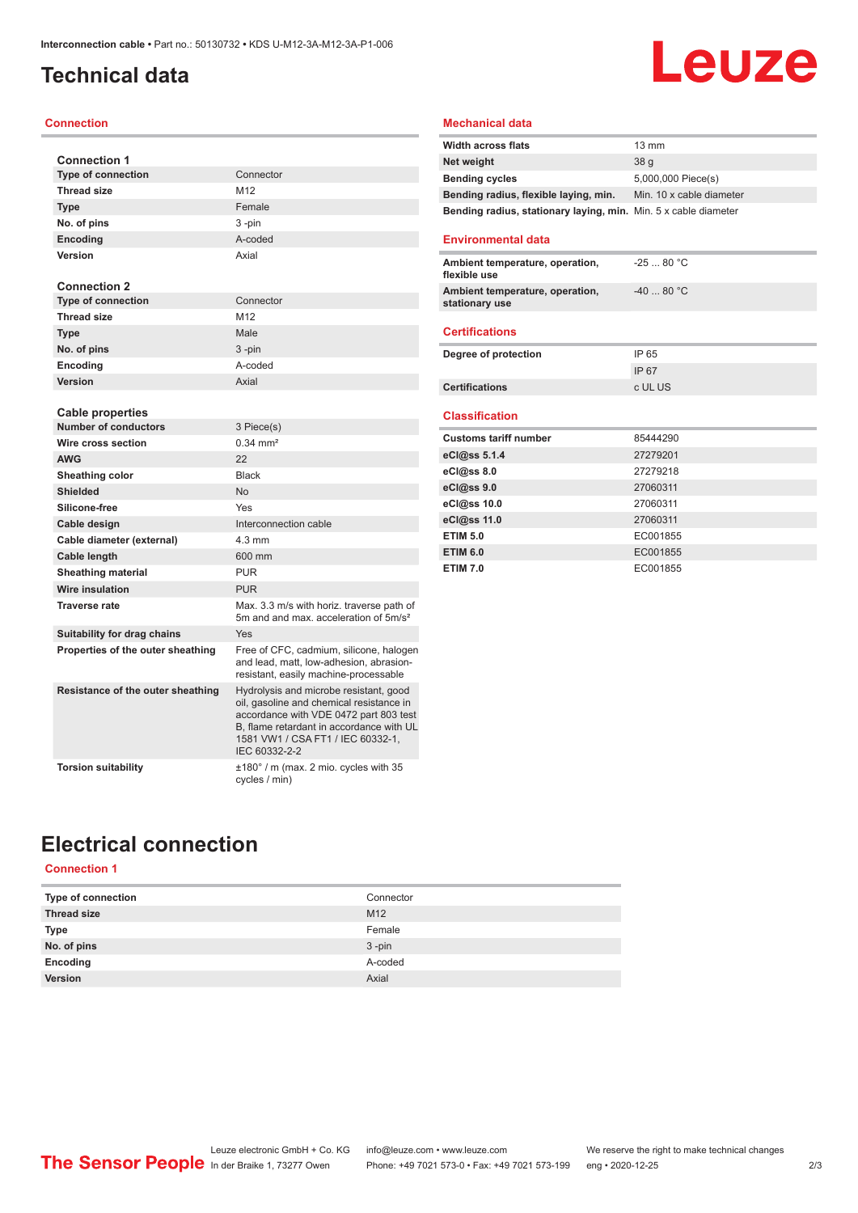# Technical data

## Connection

### Connection 1

| | |
|---|---|
| Type of connection | Connector |
| Thread size | M12 |
| Type | Female |
| No. of pins | 3 -pin |
| Encoding | A-coded |
| Version | Axial |

### Connection 2

| | |
|---|---|
| Type of connection | Connector |
| Thread size | M12 |
| Type | Male |
| No. of pins | 3 -pin |
| Encoding | A-coded |
| Version | Axial |

### Cable properties

| | |
|---|---|
| Number of conductors | 3 Piece(s) |
| Wire cross section | 0.34 mm² |
| AWG | 22 |
| Sheathing color | Black |
| Shielded | No |
| Silicone-free | Yes |
| Cable design | Interconnection cable |
| Cable diameter (external) | 4.3 mm |
| Cable length | 600 mm |
| Sheathing material | PUR |
| Wire insulation | PUR |
| Traverse rate | Max. 3.3 m/s with horiz. traverse path of 5m and and max. acceleration of 5m/s² |
| Suitability for drag chains | Yes |
| Properties of the outer sheathing | Free of CFC, cadmium, silicone, halogen and lead, matt, low-adhesion, abrasion-resistant, easily machine-processable |
| Resistance of the outer sheathing | Hydrolysis and microbe resistant, good oil, gasoline and chemical resistance in accordance with VDE 0472 part 803 test B, flame retardant in accordance with UL 1581 VW1 / CSA FT1 / IEC 60332-1, IEC 60332-2-2 |
| Torsion suitability | ±180° / m (max. 2 mio. cycles with 35 cycles / min) |

## Mechanical data

| | |
|---|---|
| Width across flats | 13 mm |
| Net weight | 38 g |
| Bending cycles | 5,000,000 Piece(s) |
| Bending radius, flexible laying, min. | Min. 10 x cable diameter |
| Bending radius, stationary laying, min. | Min. 5 x cable diameter |

## Environmental data

| | |
|---|---|
| Ambient temperature, operation, flexible use | -25 ... 80 °C |
| Ambient temperature, operation, stationary use | -40 ... 80 °C |

## Certifications

| | |
|---|---|
| Degree of protection | IP 65 |
| | IP 67 |
| Certifications | c UL US |

## Classification

| | |
|---|---|
| Customs tariff number | 85444290 |
| eCl@ss 5.1.4 | 27279201 |
| eCl@ss 8.0 | 27279218 |
| eCl@ss 9.0 | 27060311 |
| eCl@ss 10.0 | 27060311 |
| eCl@ss 11.0 | 27060311 |
| ETIM 5.0 | EC001855 |
| ETIM 6.0 | EC001855 |
| ETIM 7.0 | EC001855 |

# Electrical connection

## Connection 1

| | |
|---|---|
| Type of connection | Connector |
| Thread size | M12 |
| Type | Female |
| No. of pins | 3 -pin |
| Encoding | A-coded |
| Version | Axial |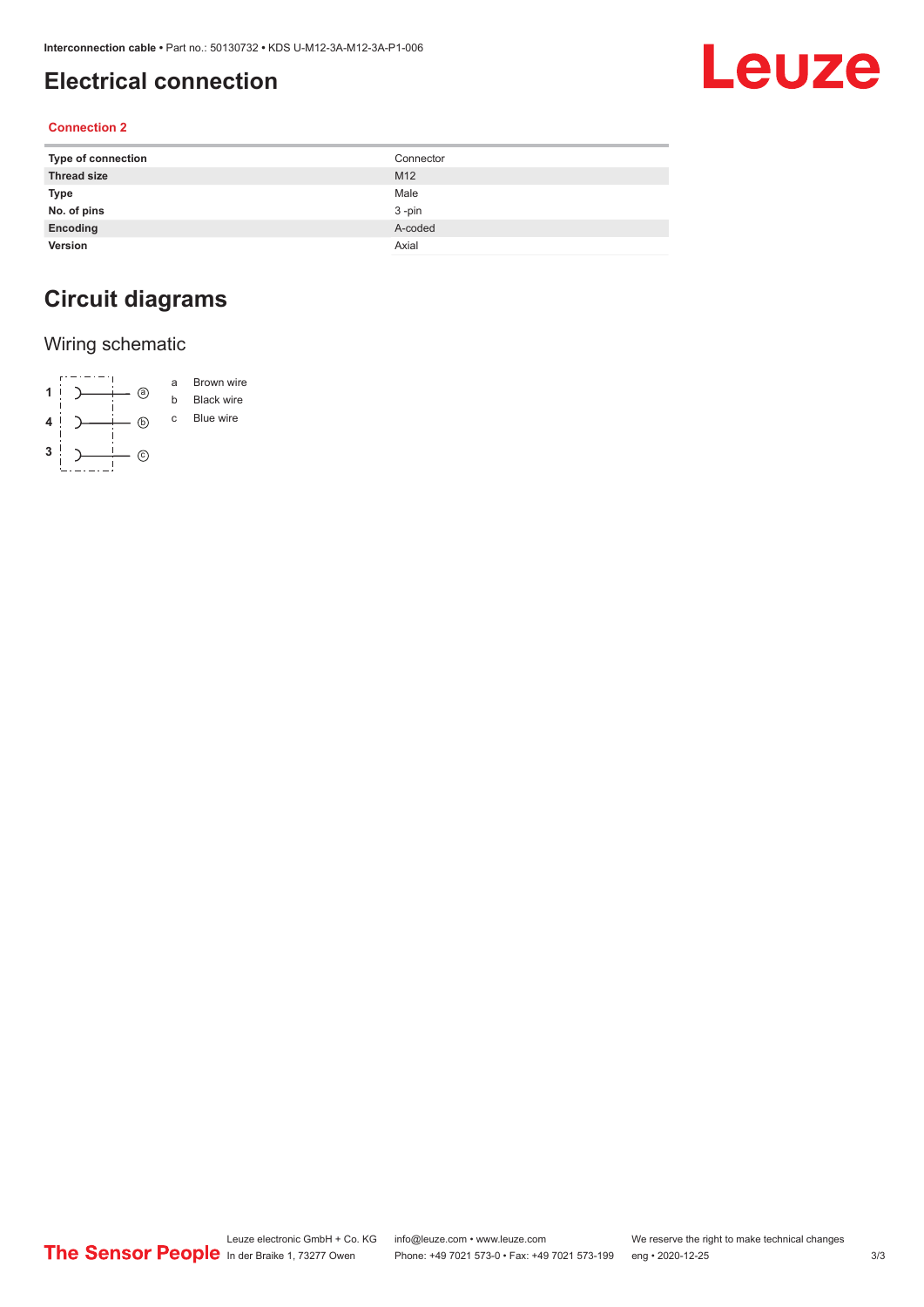## Electrical connection

### Connection 2

| | |
|---|---|
| **Type of connection** | Connector |
| **Thread size** | M12 |
| **Type** | Male |
| **No. of pins** | 3 -pin |
| **Encoding** | A-coded |
| **Version** | Axial |

## Circuit diagrams

### Wiring schematic

1
4
3
ⓐ
ⓑ
ⓒ

a Brown wire
b Black wire
c Blue wire